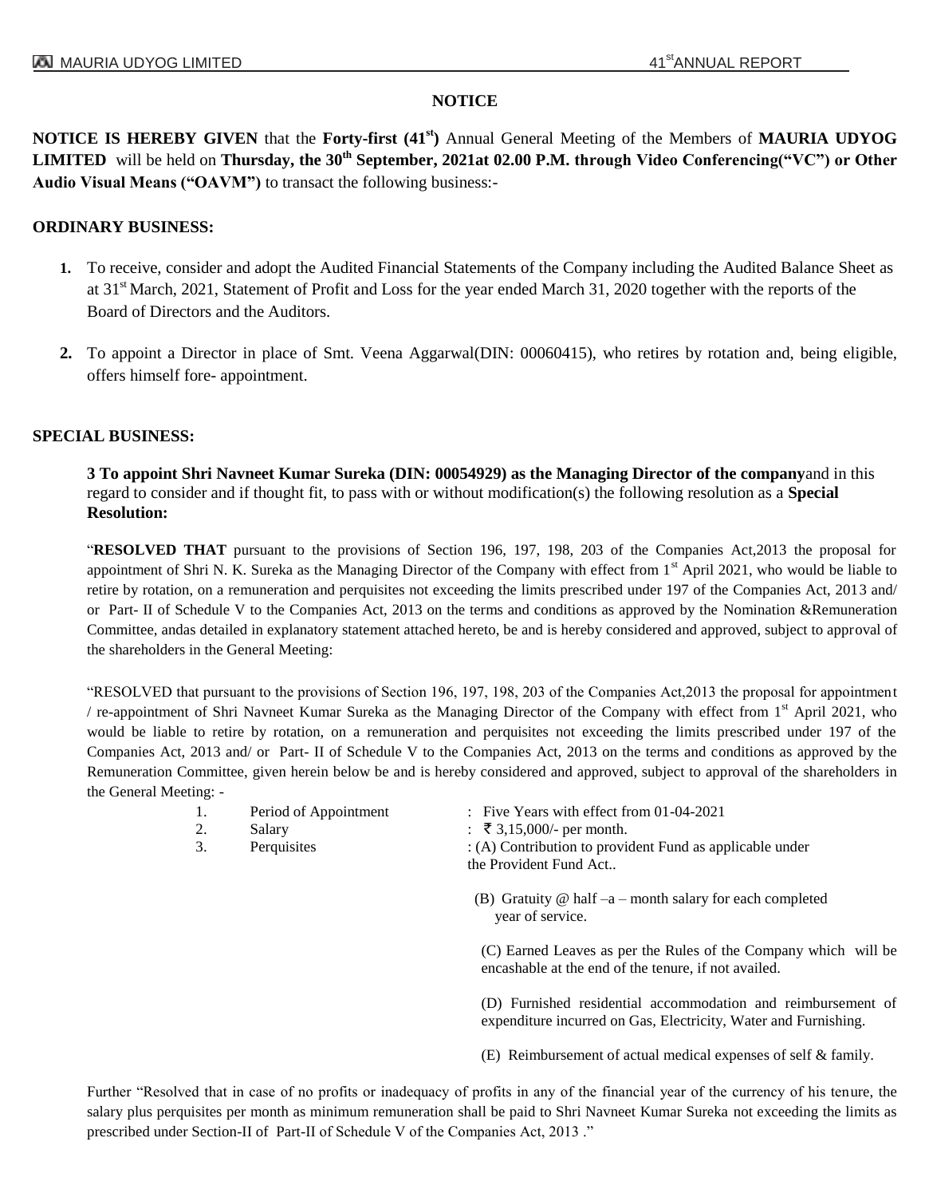## NOTICE

**NOTICE IS HEREBY GIVEN** that the **Forty-first (41st)** Annual General Meeting of the Members of **MAURIA UDYOG LIMITED** will be held on **Thursday, the 30th September, 2021at 02.00 P.M. through Video Conferencing("VC") or Other Audio Visual Means ("OAVM")** to transact the following business:-

### ORDINARY BUSINESS:

1. To receive, consider and adopt the Audited Financial Statements of the Company including the Audited Balance Sheet as at 31st March, 2021, Statement of Profit and Loss for the year ended March 31, 2020 together with the reports of the Board of Directors and the Auditors.

2. To appoint a Director in place of Smt. Veena Aggarwal(DIN: 00060415), who retires by rotation and, being eligible, offers himself fore- appointment.

### SPECIAL BUSINESS:

**3 To appoint Shri Navneet Kumar Sureka (DIN: 00054929) as the Managing Director of the company**and in this regard to consider and if thought fit, to pass with or without modification(s) the following resolution as a **Special Resolution:**

"**RESOLVED THAT** pursuant to the provisions of Section 196, 197, 198, 203 of the Companies Act,2013 the proposal for appointment of Shri N. K. Sureka as the Managing Director of the Company with effect from 1st April 2021, who would be liable to retire by rotation, on a remuneration and perquisites not exceeding the limits prescribed under 197 of the Companies Act, 2013 and/ or Part- II of Schedule V to the Companies Act, 2013 on the terms and conditions as approved by the Nomination &Remuneration Committee, andas detailed in explanatory statement attached hereto, be and is hereby considered and approved, subject to approval of the shareholders in the General Meeting:

"RESOLVED that pursuant to the provisions of Section 196, 197, 198, 203 of the Companies Act,2013 the proposal for appointment / re-appointment of Shri Navneet Kumar Sureka as the Managing Director of the Company with effect from 1st April 2021, who would be liable to retire by rotation, on a remuneration and perquisites not exceeding the limits prescribed under 197 of the Companies Act, 2013 and/ or Part- II of Schedule V to the Companies Act, 2013 on the terms and conditions as approved by the Remuneration Committee, given herein below be and is hereby considered and approved, subject to approval of the shareholders in the General Meeting: -

1. Period of Appointment : Five Years with effect from 01-04-2021
2. Salary : ₹ 3,15,000/- per month.
3. Perquisites : (A) Contribution to provident Fund as applicable under the Provident Fund Act..

   (B) Gratuity @ half –a – month salary for each completed year of service.

   (C) Earned Leaves as per the Rules of the Company which will be encashable at the end of the tenure, if not availed.

   (D) Furnished residential accommodation and reimbursement of expenditure incurred on Gas, Electricity, Water and Furnishing.

   (E) Reimbursement of actual medical expenses of self & family.

Further "Resolved that in case of no profits or inadequacy of profits in any of the financial year of the currency of his tenure, the salary plus perquisites per month as minimum remuneration shall be paid to Shri Navneet Kumar Sureka not exceeding the limits as prescribed under Section-II of Part-II of Schedule V of the Companies Act, 2013 ."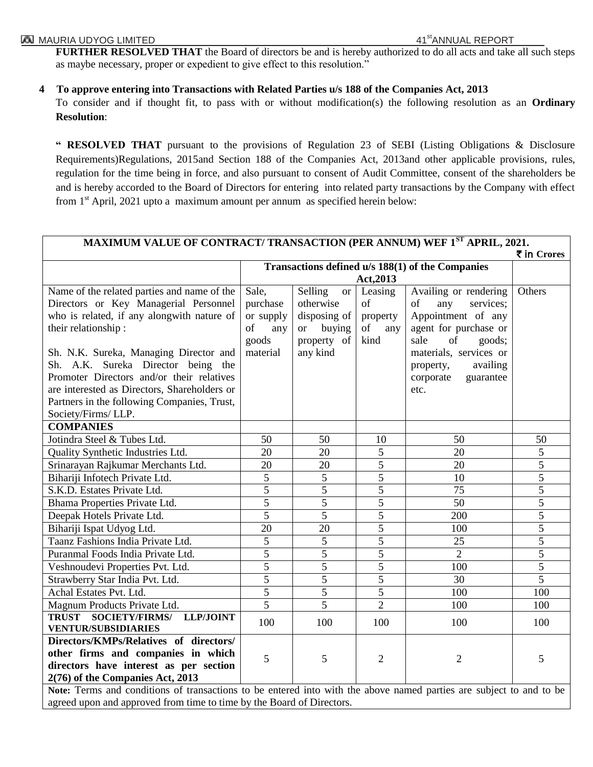**FURTHER RESOLVED THAT** the Board of directors be and is hereby authorized to do all acts and take all such steps as maybe necessary, proper or expedient to give effect to this resolution."

**4 To approve entering into Transactions with Related Parties u/s 188 of the Companies Act, 2013**

To consider and if thought fit, to pass with or without modification(s) the following resolution as an **Ordinary Resolution**:

"**RESOLVED THAT** pursuant to the provisions of Regulation 23 of SEBI (Listing Obligations & Disclosure Requirements)Regulations, 2015and Section 188 of the Companies Act, 2013and other applicable provisions, rules, regulation for the time being in force, and also pursuant to consent of Audit Committee, consent of the shareholders be and is hereby accorded to the Board of Directors for entering into related party transactions by the Company with effect from 1st April, 2021 upto a maximum amount per annum as specified herein below:

**MAXIMUM VALUE OF CONTRACT/ TRANSACTION (PER ANNUM) WEF 1ST APRIL, 2021.**

₹ in Crores

| | Transactions defined u/s 188(1) of the Companies Act,2013 | | | | |
|---|---|---|---|---|---|
| Name of the related parties and name of the Directors or Key Managerial Personnel who is related, if any alongwith nature of their relationship :<br><br>Sh. N.K. Sureka, Managing Director and Sh. A.K. Sureka Director being the Promoter Directors and/or their relatives are interested as Directors, Shareholders or Partners in the following Companies, Trust, Society/Firms/ LLP. | Sale, purchase or supply of any goods material | Selling or otherwise disposing of or buying property of any kind | Leasing of property of any kind | Availing or rendering of any services; Appointment of any agent for purchase or sale of goods; materials, services or property, availing corporate guarantee etc. | Others |
| **COMPANIES** | | | | | |
| Jotindra Steel & Tubes Ltd. | 50 | 50 | 10 | 50 | 50 |
| Quality Synthetic Industries Ltd. | 20 | 20 | 5 | 20 | 5 |
| Srinarayan Rajkumar Merchants Ltd. | 20 | 20 | 5 | 20 | 5 |
| Bihariji Infotech Private Ltd. | 5 | 5 | 5 | 10 | 5 |
| S.K.D. Estates Private Ltd. | 5 | 5 | 5 | 75 | 5 |
| Bhama Properties Private Ltd. | 5 | 5 | 5 | 50 | 5 |
| Deepak Hotels Private Ltd. | 5 | 5 | 5 | 200 | 5 |
| Bihariji Ispat Udyog Ltd. | 20 | 20 | 5 | 100 | 5 |
| Taanz Fashions India Private Ltd. | 5 | 5 | 5 | 25 | 5 |
| Puranmal Foods India Private Ltd. | 5 | 5 | 5 | 2 | 5 |
| Veshnoudevi Properties Pvt. Ltd. | 5 | 5 | 5 | 100 | 5 |
| Strawberry Star India Pvt. Ltd. | 5 | 5 | 5 | 30 | 5 |
| Achal Estates Pvt. Ltd. | 5 | 5 | 5 | 100 | 100 |
| Magnum Products Private Ltd. | 5 | 5 | 2 | 100 | 100 |
| **TRUST SOCIETY/FIRMS/ LLP/JOINT VENTUR/SUBSIDIARIES** | 100 | 100 | 100 | 100 | 100 |
| **Directors/KMPs/Relatives of directors/ other firms and companies in which directors have interest as per section 2(76) of the Companies Act, 2013** | 5 | 5 | 2 | 2 | 5 |

**Note:** Terms and conditions of transactions to be entered into with the above named parties are subject to and to be agreed upon and approved from time to time by the Board of Directors.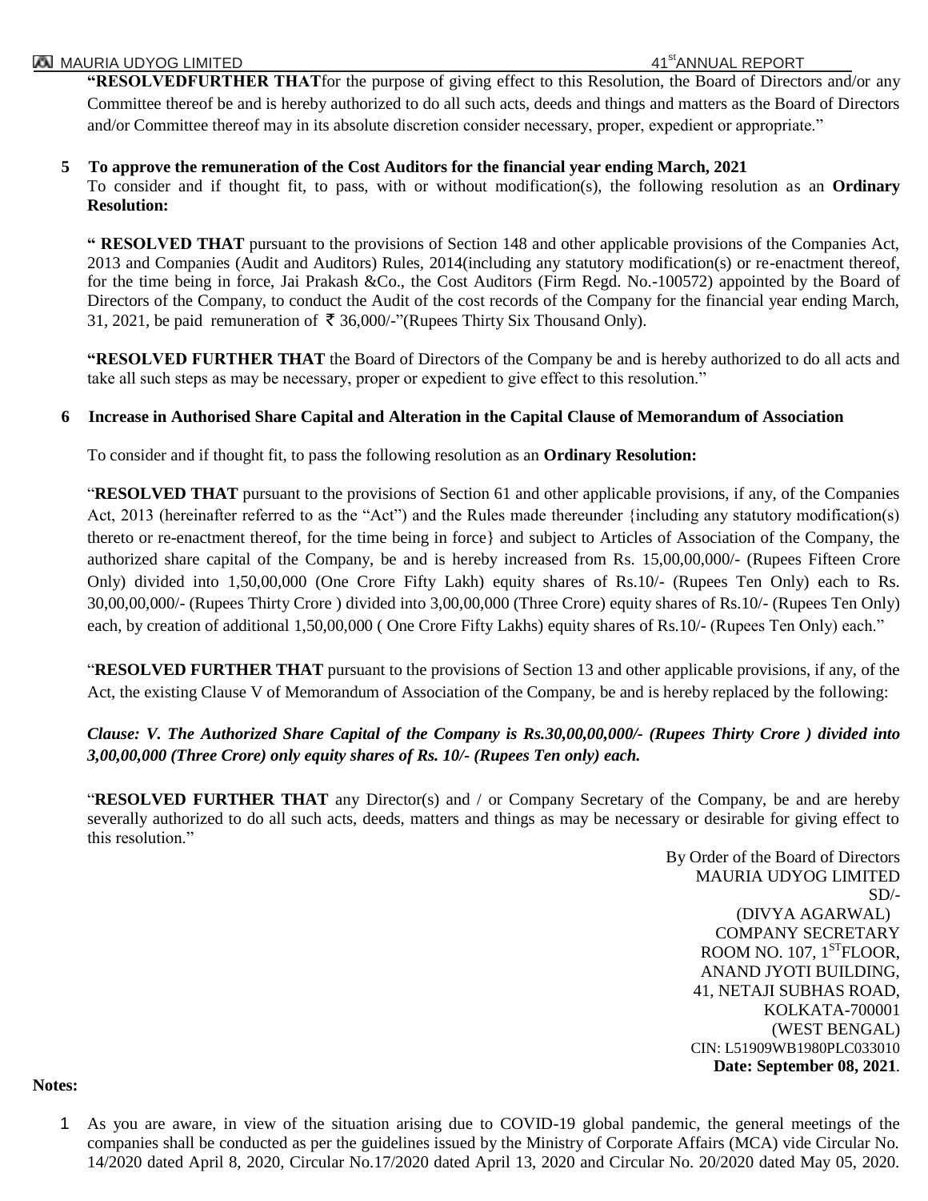**"RESOLVEDFURTHER THAT**for the purpose of giving effect to this Resolution, the Board of Directors and/or any Committee thereof be and is hereby authorized to do all such acts, deeds and things and matters as the Board of Directors and/or Committee thereof may in its absolute discretion consider necessary, proper, expedient or appropriate."

**5 To approve the remuneration of the Cost Auditors for the financial year ending March, 2021**

To consider and if thought fit, to pass, with or without modification(s), the following resolution as an **Ordinary Resolution:**

**" RESOLVED THAT** pursuant to the provisions of Section 148 and other applicable provisions of the Companies Act, 2013 and Companies (Audit and Auditors) Rules, 2014(including any statutory modification(s) or re-enactment thereof, for the time being in force, Jai Prakash &Co., the Cost Auditors (Firm Regd. No.-100572) appointed by the Board of Directors of the Company, to conduct the Audit of the cost records of the Company for the financial year ending March, 31, 2021, be paid remuneration of ₹ 36,000/-"(Rupees Thirty Six Thousand Only).

**"RESOLVED FURTHER THAT** the Board of Directors of the Company be and is hereby authorized to do all acts and take all such steps as may be necessary, proper or expedient to give effect to this resolution."

**6 Increase in Authorised Share Capital and Alteration in the Capital Clause of Memorandum of Association**

To consider and if thought fit, to pass the following resolution as an **Ordinary Resolution:**

"**RESOLVED THAT** pursuant to the provisions of Section 61 and other applicable provisions, if any, of the Companies Act, 2013 (hereinafter referred to as the "Act") and the Rules made thereunder {including any statutory modification(s) thereto or re-enactment thereof, for the time being in force} and subject to Articles of Association of the Company, the authorized share capital of the Company, be and is hereby increased from Rs. 15,00,00,000/- (Rupees Fifteen Crore Only) divided into 1,50,00,000 (One Crore Fifty Lakh) equity shares of Rs.10/- (Rupees Ten Only) each to Rs. 30,00,00,000/- (Rupees Thirty Crore ) divided into 3,00,00,000 (Three Crore) equity shares of Rs.10/- (Rupees Ten Only) each, by creation of additional 1,50,00,000 ( One Crore Fifty Lakhs) equity shares of Rs.10/- (Rupees Ten Only) each."

"**RESOLVED FURTHER THAT** pursuant to the provisions of Section 13 and other applicable provisions, if any, of the Act, the existing Clause V of Memorandum of Association of the Company, be and is hereby replaced by the following:

***Clause: V. The Authorized Share Capital of the Company is Rs.30,00,00,000/- (Rupees Thirty Crore ) divided into 3,00,00,000 (Three Crore) only equity shares of Rs. 10/- (Rupees Ten only) each.***

"**RESOLVED FURTHER THAT** any Director(s) and / or Company Secretary of the Company, be and are hereby severally authorized to do all such acts, deeds, matters and things as may be necessary or desirable for giving effect to this resolution."

By Order of the Board of Directors
MAURIA UDYOG LIMITED
SD/-
(DIVYA AGARWAL)
COMPANY SECRETARY
ROOM NO. 107, 1[ST]FLOOR,
ANAND JYOTI BUILDING,
41, NETAJI SUBHAS ROAD,
KOLKATA-700001
(WEST BENGAL)
CIN: L51909WB1980PLC033010
**Date: September 08, 2021**.

**Notes:**

1 As you are aware, in view of the situation arising due to COVID-19 global pandemic, the general meetings of the companies shall be conducted as per the guidelines issued by the Ministry of Corporate Affairs (MCA) vide Circular No. 14/2020 dated April 8, 2020, Circular No.17/2020 dated April 13, 2020 and Circular No. 20/2020 dated May 05, 2020.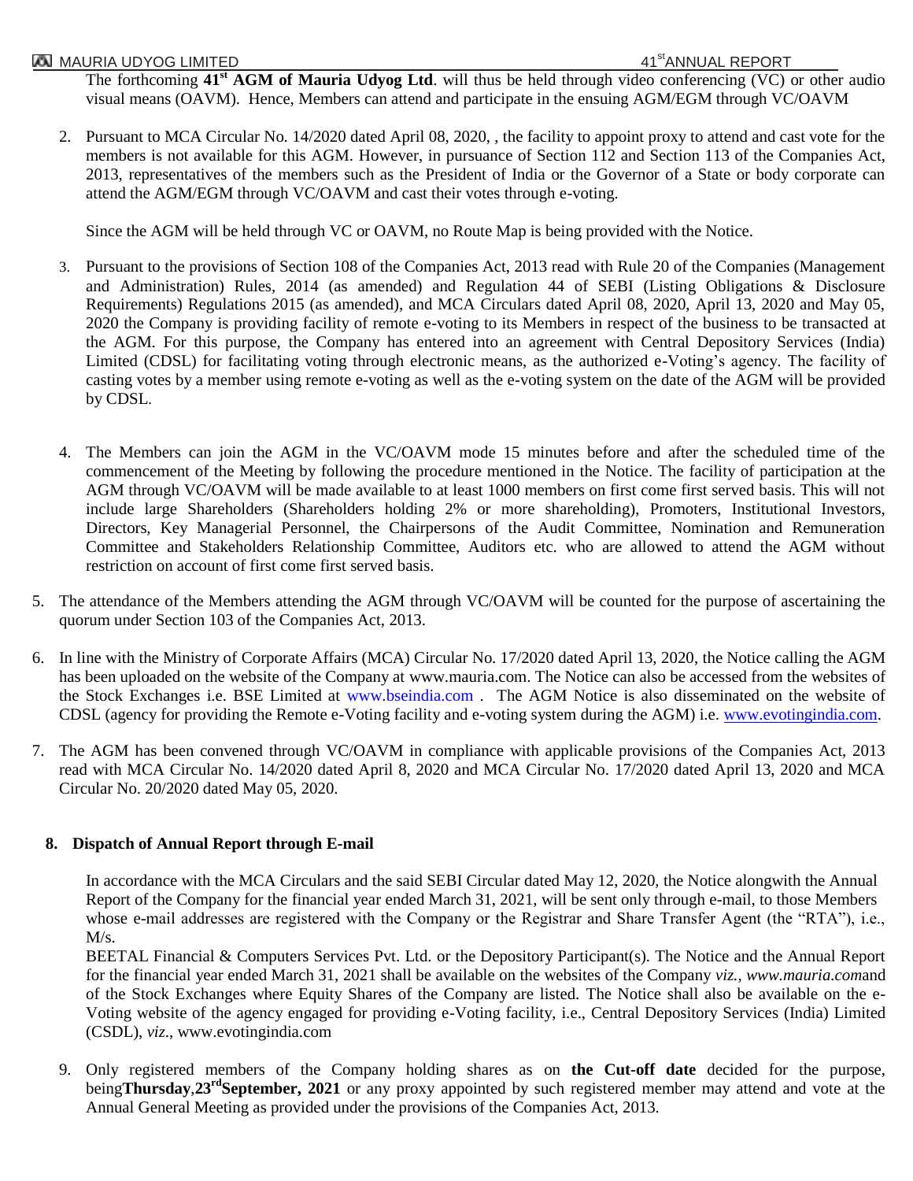The forthcoming **41st AGM of Mauria Udyog Ltd**. will thus be held through video conferencing (VC) or other audio visual means (OAVM). Hence, Members can attend and participate in the ensuing AGM/EGM through VC/OAVM

2. Pursuant to MCA Circular No. 14/2020 dated April 08, 2020, , the facility to appoint proxy to attend and cast vote for the members is not available for this AGM. However, in pursuance of Section 112 and Section 113 of the Companies Act, 2013, representatives of the members such as the President of India or the Governor of a State or body corporate can attend the AGM/EGM through VC/OAVM and cast their votes through e-voting.

   Since the AGM will be held through VC or OAVM, no Route Map is being provided with the Notice.

3. Pursuant to the provisions of Section 108 of the Companies Act, 2013 read with Rule 20 of the Companies (Management and Administration) Rules, 2014 (as amended) and Regulation 44 of SEBI (Listing Obligations & Disclosure Requirements) Regulations 2015 (as amended), and MCA Circulars dated April 08, 2020, April 13, 2020 and May 05, 2020 the Company is providing facility of remote e-voting to its Members in respect of the business to be transacted at the AGM. For this purpose, the Company has entered into an agreement with Central Depository Services (India) Limited (CDSL) for facilitating voting through electronic means, as the authorized e-Voting's agency. The facility of casting votes by a member using remote e-voting as well as the e-voting system on the date of the AGM will be provided by CDSL.

4. The Members can join the AGM in the VC/OAVM mode 15 minutes before and after the scheduled time of the commencement of the Meeting by following the procedure mentioned in the Notice. The facility of participation at the AGM through VC/OAVM will be made available to at least 1000 members on first come first served basis. This will not include large Shareholders (Shareholders holding 2% or more shareholding), Promoters, Institutional Investors, Directors, Key Managerial Personnel, the Chairpersons of the Audit Committee, Nomination and Remuneration Committee and Stakeholders Relationship Committee, Auditors etc. who are allowed to attend the AGM without restriction on account of first come first served basis.

5. The attendance of the Members attending the AGM through VC/OAVM will be counted for the purpose of ascertaining the quorum under Section 103 of the Companies Act, 2013.

6. In line with the Ministry of Corporate Affairs (MCA) Circular No. 17/2020 dated April 13, 2020, the Notice calling the AGM has been uploaded on the website of the Company at www.mauria.com. The Notice can also be accessed from the websites of the Stock Exchanges i.e. BSE Limited at www.bseindia.com . The AGM Notice is also disseminated on the website of CDSL (agency for providing the Remote e-Voting facility and e-voting system during the AGM) i.e. www.evotingindia.com.

7. The AGM has been convened through VC/OAVM in compliance with applicable provisions of the Companies Act, 2013 read with MCA Circular No. 14/2020 dated April 8, 2020 and MCA Circular No. 17/2020 dated April 13, 2020 and MCA Circular No. 20/2020 dated May 05, 2020.

8. **Dispatch of Annual Report through E-mail**

   In accordance with the MCA Circulars and the said SEBI Circular dated May 12, 2020, the Notice alongwith the Annual Report of the Company for the financial year ended March 31, 2021, will be sent only through e-mail, to those Members whose e-mail addresses are registered with the Company or the Registrar and Share Transfer Agent (the "RTA"), i.e., M/s.

   BEETAL Financial & Computers Services Pvt. Ltd. or the Depository Participant(s). The Notice and the Annual Report for the financial year ended March 31, 2021 shall be available on the websites of the Company *viz., www.mauria.com*and of the Stock Exchanges where Equity Shares of the Company are listed. The Notice shall also be available on the e-Voting website of the agency engaged for providing e-Voting facility, i.e., Central Depository Services (India) Limited (CSDL), *viz*., www.evotingindia.com

9. Only registered members of the Company holding shares as on **the Cut-off date** decided for the purpose, being**Thursday**,**23rd September, 2021** or any proxy appointed by such registered member may attend and vote at the Annual General Meeting as provided under the provisions of the Companies Act, 2013.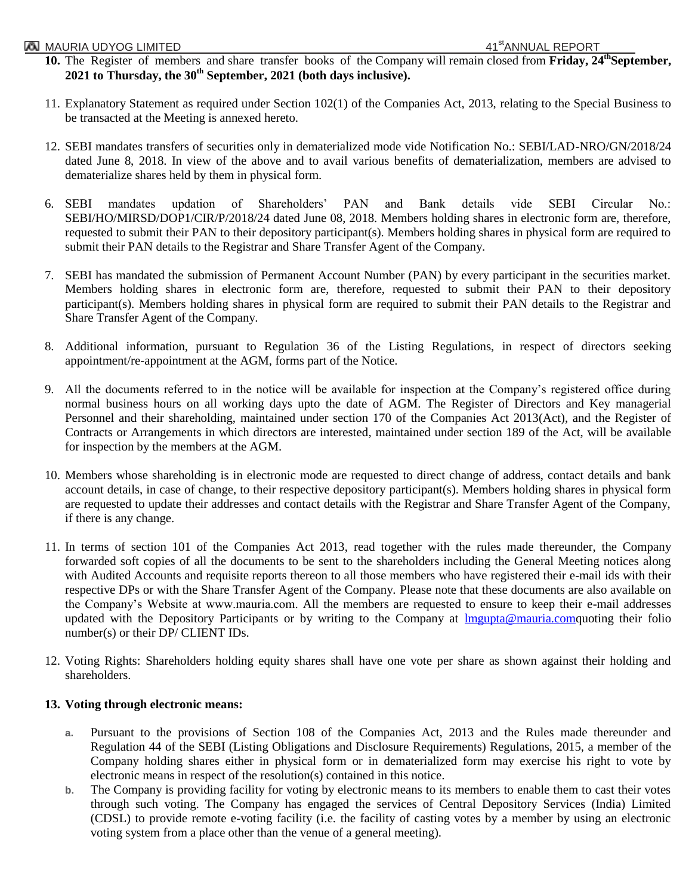10. The Register of members and share transfer books of the Company will remain closed from **Friday, 24th September, 2021 to Thursday, the 30th September, 2021 (both days inclusive).**

11. Explanatory Statement as required under Section 102(1) of the Companies Act, 2013, relating to the Special Business to be transacted at the Meeting is annexed hereto.

12. SEBI mandates transfers of securities only in dematerialized mode vide Notification No.: SEBI/LAD-NRO/GN/2018/24 dated June 8, 2018. In view of the above and to avail various benefits of dematerialization, members are advised to dematerialize shares held by them in physical form.

6. SEBI mandates updation of Shareholders' PAN and Bank details vide SEBI Circular No.: SEBI/HO/MIRSD/DOP1/CIR/P/2018/24 dated June 08, 2018. Members holding shares in electronic form are, therefore, requested to submit their PAN to their depository participant(s). Members holding shares in physical form are required to submit their PAN details to the Registrar and Share Transfer Agent of the Company.

7. SEBI has mandated the submission of Permanent Account Number (PAN) by every participant in the securities market. Members holding shares in electronic form are, therefore, requested to submit their PAN to their depository participant(s). Members holding shares in physical form are required to submit their PAN details to the Registrar and Share Transfer Agent of the Company.

8. Additional information, pursuant to Regulation 36 of the Listing Regulations, in respect of directors seeking appointment/re-appointment at the AGM, forms part of the Notice.

9. All the documents referred to in the notice will be available for inspection at the Company's registered office during normal business hours on all working days upto the date of AGM. The Register of Directors and Key managerial Personnel and their shareholding, maintained under section 170 of the Companies Act 2013(Act), and the Register of Contracts or Arrangements in which directors are interested, maintained under section 189 of the Act, will be available for inspection by the members at the AGM.

10. Members whose shareholding is in electronic mode are requested to direct change of address, contact details and bank account details, in case of change, to their respective depository participant(s). Members holding shares in physical form are requested to update their addresses and contact details with the Registrar and Share Transfer Agent of the Company, if there is any change.

11. In terms of section 101 of the Companies Act 2013, read together with the rules made thereunder, the Company forwarded soft copies of all the documents to be sent to the shareholders including the General Meeting notices along with Audited Accounts and requisite reports thereon to all those members who have registered their e-mail ids with their respective DPs or with the Share Transfer Agent of the Company. Please note that these documents are also available on the Company's Website at www.mauria.com. All the members are requested to ensure to keep their e-mail addresses updated with the Depository Participants or by writing to the Company at lmgupta@mauria.comquoting their folio number(s) or their DP/ CLIENT IDs.

12. Voting Rights: Shareholders holding equity shares shall have one vote per share as shown against their holding and shareholders.

13. **Voting through electronic means:**

    a. Pursuant to the provisions of Section 108 of the Companies Act, 2013 and the Rules made thereunder and Regulation 44 of the SEBI (Listing Obligations and Disclosure Requirements) Regulations, 2015, a member of the Company holding shares either in physical form or in dematerialized form may exercise his right to vote by electronic means in respect of the resolution(s) contained in this notice.
    b. The Company is providing facility for voting by electronic means to its members to enable them to cast their votes through such voting. The Company has engaged the services of Central Depository Services (India) Limited (CDSL) to provide remote e-voting facility (i.e. the facility of casting votes by a member by using an electronic voting system from a place other than the venue of a general meeting).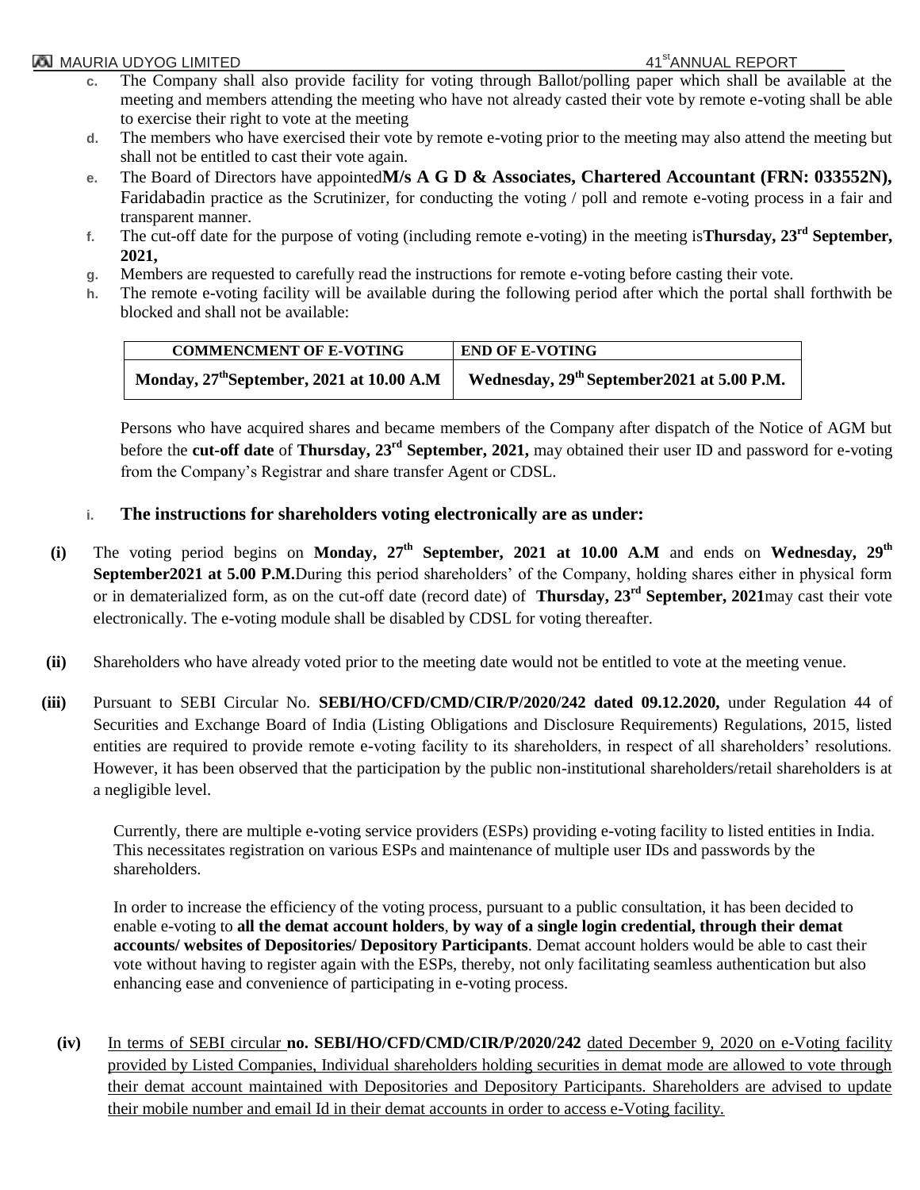c. The Company shall also provide facility for voting through Ballot/polling paper which shall be available at the meeting and members attending the meeting who have not already casted their vote by remote e-voting shall be able to exercise their right to vote at the meeting

d. The members who have exercised their vote by remote e-voting prior to the meeting may also attend the meeting but shall not be entitled to cast their vote again.

e. The Board of Directors have appointed**M/s A G D & Associates, Chartered Accountant (FRN: 033552N),** Faridabadin practice as the Scrutinizer, for conducting the voting / poll and remote e-voting process in a fair and transparent manner.

f. The cut-off date for the purpose of voting (including remote e-voting) in the meeting is**Thursday, 23rd September, 2021,**

g. Members are requested to carefully read the instructions for remote e-voting before casting their vote.

h. The remote e-voting facility will be available during the following period after which the portal shall forthwith be blocked and shall not be available:

| COMMENCMENT OF E-VOTING | END OF E-VOTING |
|---|---|
| **Monday, 27thSeptember, 2021 at 10.00 A.M** | **Wednesday, 29th September2021 at 5.00 P.M.** |

Persons who have acquired shares and became members of the Company after dispatch of the Notice of AGM but before the **cut-off date** of **Thursday, 23rd September, 2021,** may obtained their user ID and password for e-voting from the Company's Registrar and share transfer Agent or CDSL.

i. **The instructions for shareholders voting electronically are as under:**

**(i)** The voting period begins on **Monday, 27th September, 2021 at 10.00 A.M** and ends on **Wednesday, 29th September2021 at 5.00 P.M.**During this period shareholders' of the Company, holding shares either in physical form or in dematerialized form, as on the cut-off date (record date) of **Thursday, 23rd September, 2021**may cast their vote electronically. The e-voting module shall be disabled by CDSL for voting thereafter.

**(ii)** Shareholders who have already voted prior to the meeting date would not be entitled to vote at the meeting venue.

**(iii)** Pursuant to SEBI Circular No. **SEBI/HO/CFD/CMD/CIR/P/2020/242 dated 09.12.2020,** under Regulation 44 of Securities and Exchange Board of India (Listing Obligations and Disclosure Requirements) Regulations, 2015, listed entities are required to provide remote e-voting facility to its shareholders, in respect of all shareholders' resolutions. However, it has been observed that the participation by the public non-institutional shareholders/retail shareholders is at a negligible level.

Currently, there are multiple e-voting service providers (ESPs) providing e-voting facility to listed entities in India. This necessitates registration on various ESPs and maintenance of multiple user IDs and passwords by the shareholders.

In order to increase the efficiency of the voting process, pursuant to a public consultation, it has been decided to enable e-voting to **all the demat account holders**, **by way of a single login credential, through their demat accounts/ websites of Depositories/ Depository Participants**. Demat account holders would be able to cast their vote without having to register again with the ESPs, thereby, not only facilitating seamless authentication but also enhancing ease and convenience of participating in e-voting process.

**(iv)** In terms of SEBI circular **no. SEBI/HO/CFD/CMD/CIR/P/2020/242** dated December 9, 2020 on e-Voting facility provided by Listed Companies, Individual shareholders holding securities in demat mode are allowed to vote through their demat account maintained with Depositories and Depository Participants. Shareholders are advised to update their mobile number and email Id in their demat accounts in order to access e-Voting facility.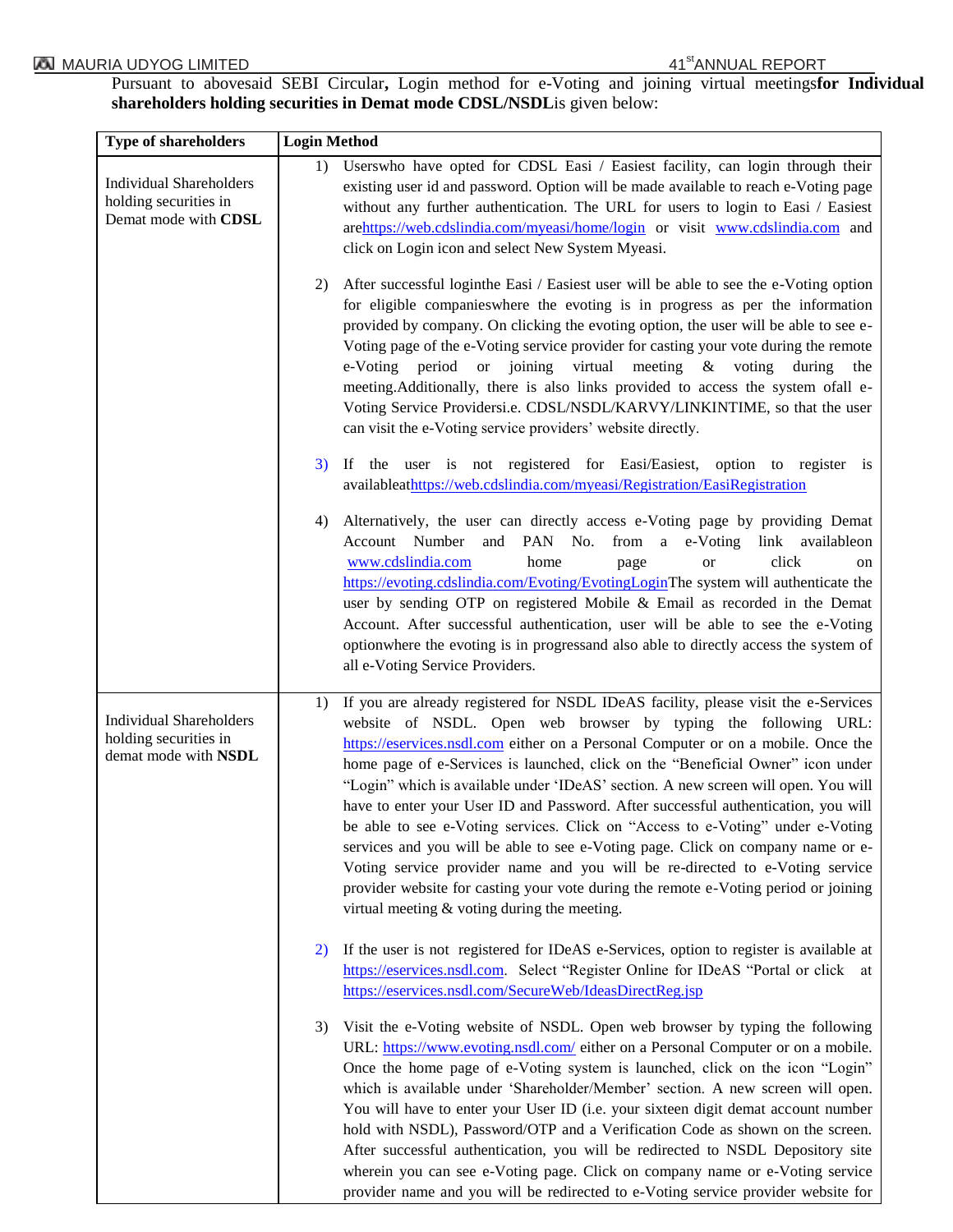Pursuant to abovesaid SEBI Circular**,** Login method for e-Voting and joining virtual meetings**for Individual shareholders holding securities in Demat mode CDSL/NSDL**is given below:

| **Type of shareholders** | **Login Method** |
|---|---|
| Individual Shareholders holding securities in Demat mode with **CDSL** | 1) Userswho have opted for CDSL Easi / Easiest facility, can login through their existing user id and password. Option will be made available to reach e-Voting page without any further authentication. The URL for users to login to Easi / Easiest arehttps://web.cdslindia.com/myeasi/home/login or visit www.cdslindia.com and click on Login icon and select New System Myeasi.<br><br>2) After successful loginthe Easi / Easiest user will be able to see the e-Voting option for eligible companieswhere the evoting is in progress as per the information provided by company. On clicking the evoting option, the user will be able to see e-Voting page of the e-Voting service provider for casting your vote during the remote e-Voting period or joining virtual meeting & voting during the meeting.Additionally, there is also links provided to access the system ofall e-Voting Service Providersi.e. CDSL/NSDL/KARVY/LINKINTIME, so that the user can visit the e-Voting service providers' website directly.<br><br>3) If the user is not registered for Easi/Easiest, option to register is availableathttps://web.cdslindia.com/myeasi/Registration/EasiRegistration<br><br>4) Alternatively, the user can directly access e-Voting page by providing Demat Account Number and PAN No. from a e-Voting link availableon www.cdslindia.com home page or click on https://evoting.cdslindia.com/Evoting/EvotingLoginThe system will authenticate the user by sending OTP on registered Mobile & Email as recorded in the Demat Account. After successful authentication, user will be able to see the e-Voting optionwhere the evoting is in progressand also able to directly access the system of all e-Voting Service Providers. |
| Individual Shareholders holding securities in demat mode with **NSDL** | 1) If you are already registered for NSDL IDeAS facility, please visit the e-Services website of NSDL. Open web browser by typing the following URL: https://eservices.nsdl.com either on a Personal Computer or on a mobile. Once the home page of e-Services is launched, click on the "Beneficial Owner" icon under "Login" which is available under 'IDeAS' section. A new screen will open. You will have to enter your User ID and Password. After successful authentication, you will be able to see e-Voting services. Click on "Access to e-Voting" under e-Voting services and you will be able to see e-Voting page. Click on company name or e-Voting service provider name and you will be re-directed to e-Voting service provider website for casting your vote during the remote e-Voting period or joining virtual meeting & voting during the meeting.<br><br>2) If the user is not registered for IDeAS e-Services, option to register is available at https://eservices.nsdl.com. Select "Register Online for IDeAS "Portal or click at https://eservices.nsdl.com/SecureWeb/IdeasDirectReg.jsp<br><br>3) Visit the e-Voting website of NSDL. Open web browser by typing the following URL: https://www.evoting.nsdl.com/ either on a Personal Computer or on a mobile. Once the home page of e-Voting system is launched, click on the icon "Login" which is available under 'Shareholder/Member' section. A new screen will open. You will have to enter your User ID (i.e. your sixteen digit demat account number hold with NSDL), Password/OTP and a Verification Code as shown on the screen. After successful authentication, you will be redirected to NSDL Depository site wherein you can see e-Voting page. Click on company name or e-Voting service provider name and you will be redirected to e-Voting service provider website for |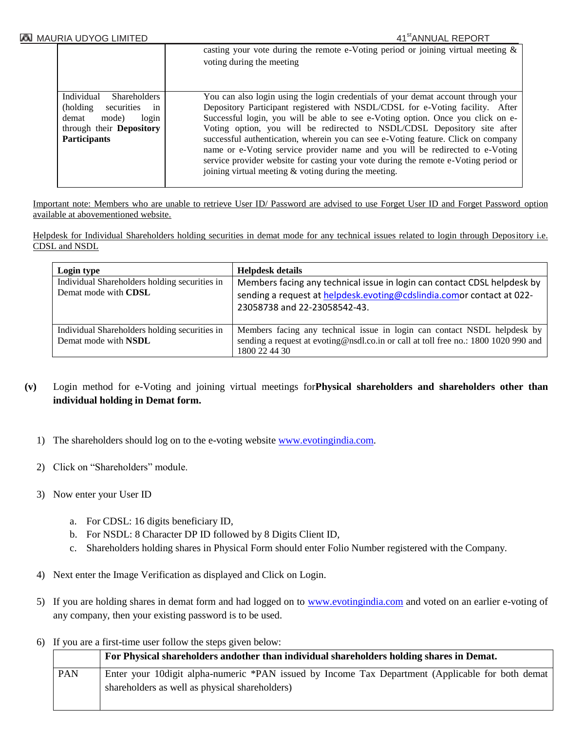| | |
|---|---|
| | casting your vote during the remote e-Voting period or joining virtual meeting & voting during the meeting |
| Individual Shareholders (holding securities in demat mode) login through their **Depository Participants** | You can also login using the login credentials of your demat account through your Depository Participant registered with NSDL/CDSL for e-Voting facility. After Successful login, you will be able to see e-Voting option. Once you click on e-Voting option, you will be redirected to NSDL/CDSL Depository site after successful authentication, wherein you can see e-Voting feature. Click on company name or e-Voting service provider name and you will be redirected to e-Voting service provider website for casting your vote during the remote e-Voting period or joining virtual meeting & voting during the meeting. |

Important note: Members who are unable to retrieve User ID/ Password are advised to use Forget User ID and Forget Password option available at abovementioned website.

Helpdesk for Individual Shareholders holding securities in demat mode for any technical issues related to login through Depository i.e. CDSL and NSDL

| Login type | Helpdesk details |
|---|---|
| Individual Shareholders holding securities in Demat mode with **CDSL** | Members facing any technical issue in login can contact CDSL helpdesk by sending a request at helpdesk.evoting@cdslindia.comor contact at 022-23058738 and 22-23058542-43. |
| Individual Shareholders holding securities in Demat mode with **NSDL** | Members facing any technical issue in login can contact NSDL helpdesk by sending a request at evoting@nsdl.co.in or call at toll free no.: 1800 1020 990 and 1800 22 44 30 |

**(v)** Login method for e-Voting and joining virtual meetings for**Physical shareholders and shareholders other than individual holding in Demat form.**

1) The shareholders should log on to the e-voting website www.evotingindia.com.
2) Click on "Shareholders" module.
3) Now enter your User ID
   a. For CDSL: 16 digits beneficiary ID,
   b. For NSDL: 8 Character DP ID followed by 8 Digits Client ID,
   c. Shareholders holding shares in Physical Form should enter Folio Number registered with the Company.
4) Next enter the Image Verification as displayed and Click on Login.
5) If you are holding shares in demat form and had logged on to www.evotingindia.com and voted on an earlier e-voting of any company, then your existing password is to be used.
6) If you are a first-time user follow the steps given below:

| | **For Physical shareholders andother than individual shareholders holding shares in Demat.** |
|---|---|
| PAN | Enter your 10digit alpha-numeric *PAN issued by Income Tax Department (Applicable for both demat shareholders as well as physical shareholders) |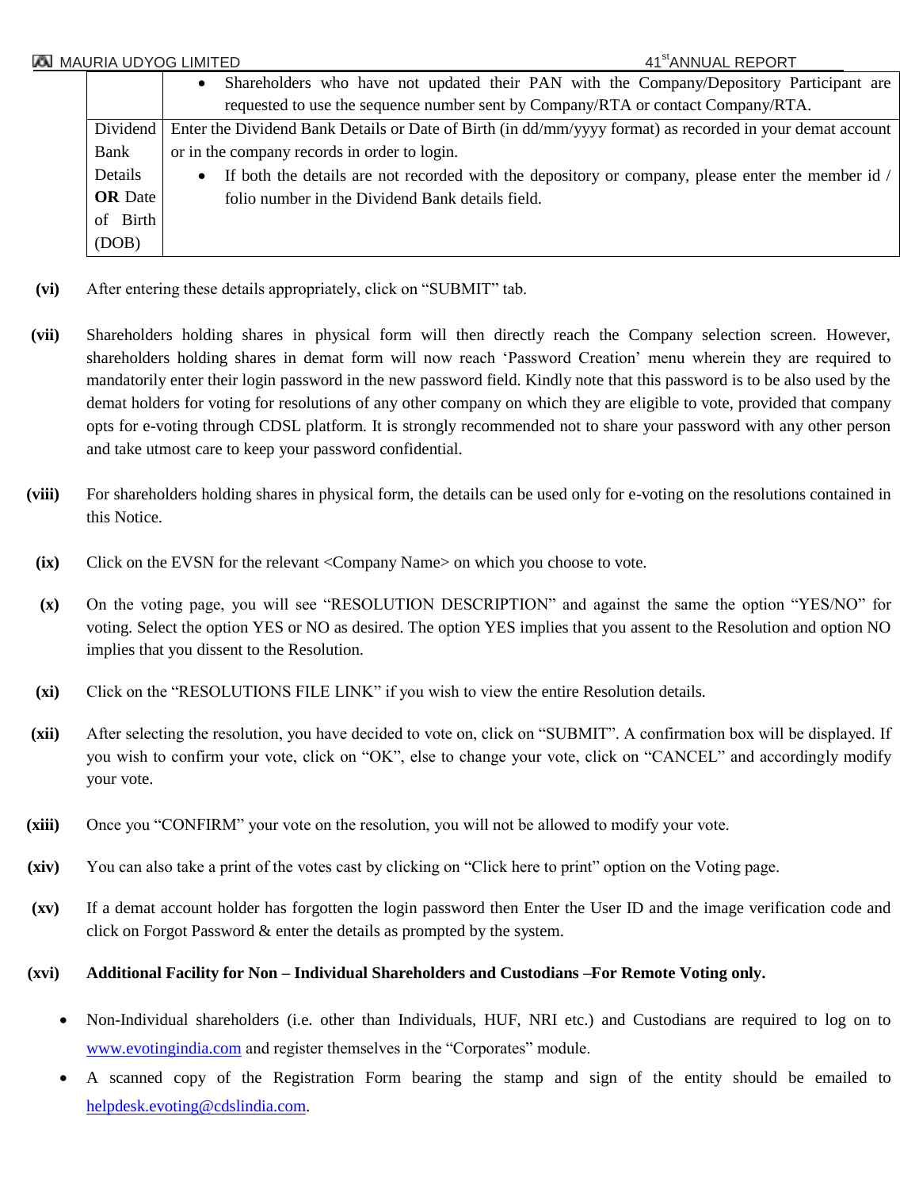| | |
|---|---|
| | • Shareholders who have not updated their PAN with the Company/Depository Participant are requested to use the sequence number sent by Company/RTA or contact Company/RTA. |
| Dividend Bank Details **OR** Date of Birth (DOB) | Enter the Dividend Bank Details or Date of Birth (in dd/mm/yyyy format) as recorded in your demat account or in the company records in order to login. • If both the details are not recorded with the depository or company, please enter the member id / folio number in the Dividend Bank details field. |

**(vi)** After entering these details appropriately, click on “SUBMIT” tab.

**(vii)** Shareholders holding shares in physical form will then directly reach the Company selection screen. However, shareholders holding shares in demat form will now reach ‘Password Creation’ menu wherein they are required to mandatorily enter their login password in the new password field. Kindly note that this password is to be also used by the demat holders for voting for resolutions of any other company on which they are eligible to vote, provided that company opts for e-voting through CDSL platform. It is strongly recommended not to share your password with any other person and take utmost care to keep your password confidential.

**(viii)** For shareholders holding shares in physical form, the details can be used only for e-voting on the resolutions contained in this Notice.

**(ix)** Click on the EVSN for the relevant <Company Name> on which you choose to vote.

**(x)** On the voting page, you will see “RESOLUTION DESCRIPTION” and against the same the option “YES/NO” for voting. Select the option YES or NO as desired. The option YES implies that you assent to the Resolution and option NO implies that you dissent to the Resolution.

**(xi)** Click on the “RESOLUTIONS FILE LINK” if you wish to view the entire Resolution details.

**(xii)** After selecting the resolution, you have decided to vote on, click on “SUBMIT”. A confirmation box will be displayed. If you wish to confirm your vote, click on “OK”, else to change your vote, click on “CANCEL” and accordingly modify your vote.

**(xiii)** Once you “CONFIRM” your vote on the resolution, you will not be allowed to modify your vote.

**(xiv)** You can also take a print of the votes cast by clicking on “Click here to print” option on the Voting page.

**(xv)** If a demat account holder has forgotten the login password then Enter the User ID and the image verification code and click on Forgot Password & enter the details as prompted by the system.

**(xvi) Additional Facility for Non – Individual Shareholders and Custodians –For Remote Voting only.**

- Non-Individual shareholders (i.e. other than Individuals, HUF, NRI etc.) and Custodians are required to log on to www.evotingindia.com and register themselves in the “Corporates” module.
- A scanned copy of the Registration Form bearing the stamp and sign of the entity should be emailed to helpdesk.evoting@cdslindia.com.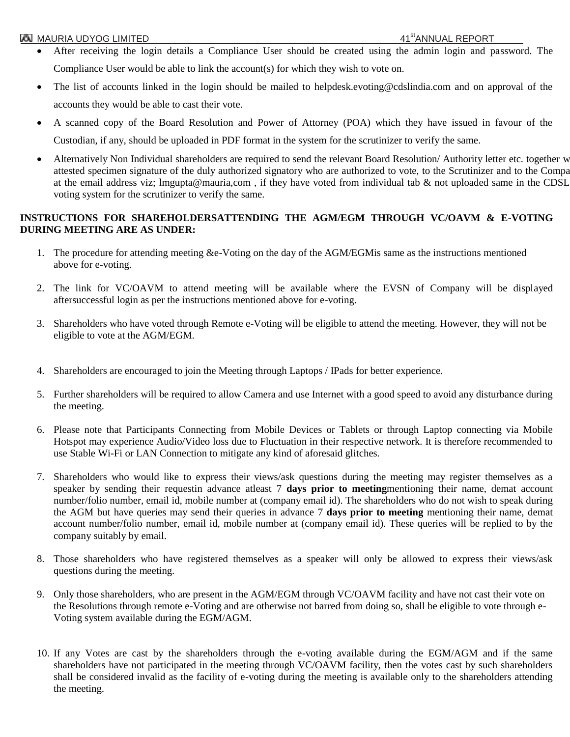- After receiving the login details a Compliance User should be created using the admin login and password. The Compliance User would be able to link the account(s) for which they wish to vote on.
- The list of accounts linked in the login should be mailed to helpdesk.evoting@cdslindia.com and on approval of the accounts they would be able to cast their vote.
- A scanned copy of the Board Resolution and Power of Attorney (POA) which they have issued in favour of the Custodian, if any, should be uploaded in PDF format in the system for the scrutinizer to verify the same.
- Alternatively Non Individual shareholders are required to send the relevant Board Resolution/ Authority letter etc. together w attested specimen signature of the duly authorized signatory who are authorized to vote, to the Scrutinizer and to the Compa at the email address viz; lmgupta@mauria,com , if they have voted from individual tab & not uploaded same in the CDSL voting system for the scrutinizer to verify the same.

**INSTRUCTIONS FOR SHAREHOLDERSATTENDING THE AGM/EGM THROUGH VC/OAVM & E-VOTING DURING MEETING ARE AS UNDER:**

1. The procedure for attending meeting &e-Voting on the day of the AGM/EGMis same as the instructions mentioned above for e-voting.
2. The link for VC/OAVM to attend meeting will be available where the EVSN of Company will be displayed aftersuccessful login as per the instructions mentioned above for e-voting.
3. Shareholders who have voted through Remote e-Voting will be eligible to attend the meeting. However, they will not be eligible to vote at the AGM/EGM.
4. Shareholders are encouraged to join the Meeting through Laptops / IPads for better experience.
5. Further shareholders will be required to allow Camera and use Internet with a good speed to avoid any disturbance during the meeting.
6. Please note that Participants Connecting from Mobile Devices or Tablets or through Laptop connecting via Mobile Hotspot may experience Audio/Video loss due to Fluctuation in their respective network. It is therefore recommended to use Stable Wi-Fi or LAN Connection to mitigate any kind of aforesaid glitches.
7. Shareholders who would like to express their views/ask questions during the meeting may register themselves as a speaker by sending their requestin advance atleast 7 **days prior to meeting**mentioning their name, demat account number/folio number, email id, mobile number at (company email id). The shareholders who do not wish to speak during the AGM but have queries may send their queries in advance 7 **days prior to meeting** mentioning their name, demat account number/folio number, email id, mobile number at (company email id). These queries will be replied to by the company suitably by email.
8. Those shareholders who have registered themselves as a speaker will only be allowed to express their views/ask questions during the meeting.
9. Only those shareholders, who are present in the AGM/EGM through VC/OAVM facility and have not cast their vote on the Resolutions through remote e-Voting and are otherwise not barred from doing so, shall be eligible to vote through e-Voting system available during the EGM/AGM.
10. If any Votes are cast by the shareholders through the e-voting available during the EGM/AGM and if the same shareholders have not participated in the meeting through VC/OAVM facility, then the votes cast by such shareholders shall be considered invalid as the facility of e-voting during the meeting is available only to the shareholders attending the meeting.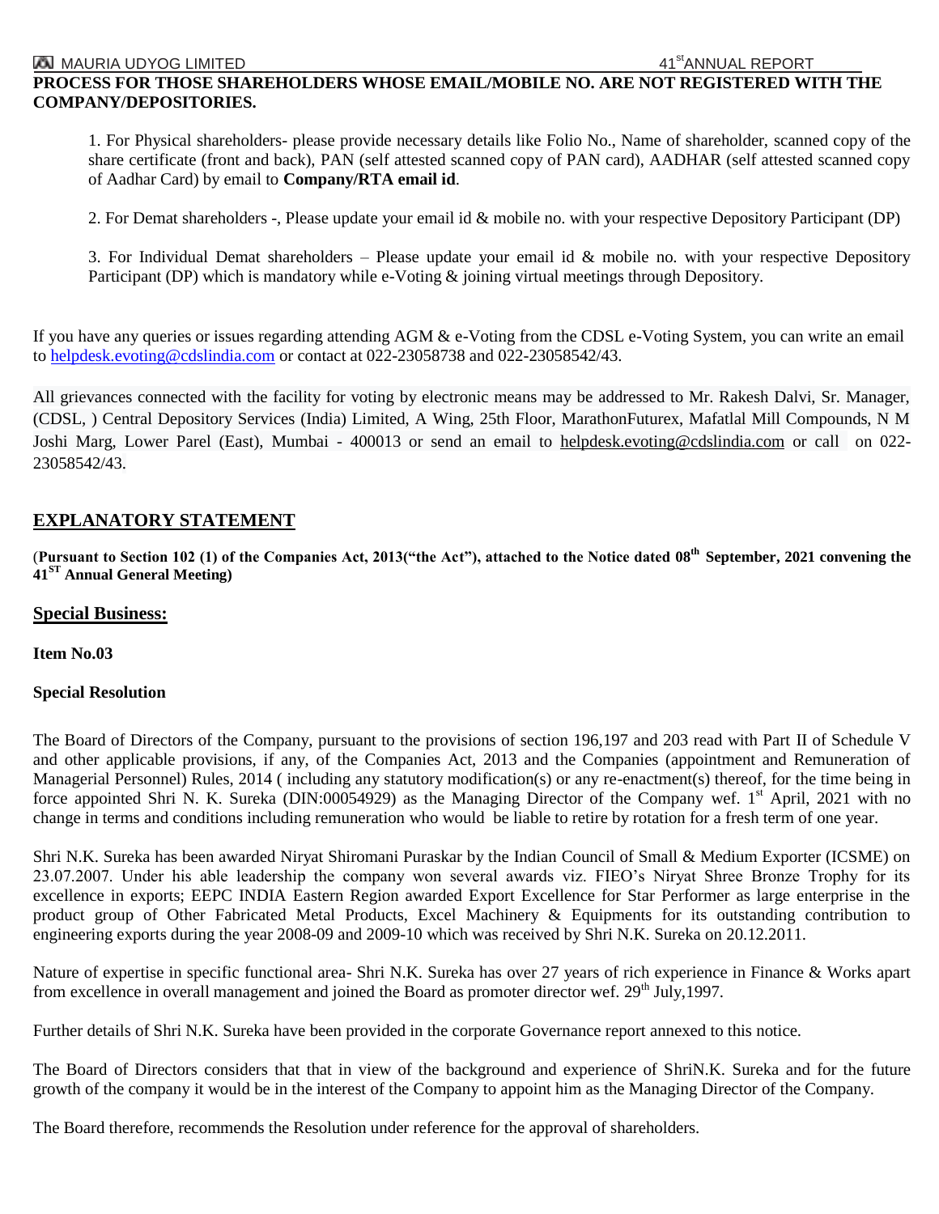**PROCESS FOR THOSE SHAREHOLDERS WHOSE EMAIL/MOBILE NO. ARE NOT REGISTERED WITH THE COMPANY/DEPOSITORIES.**

1. For Physical shareholders- please provide necessary details like Folio No., Name of shareholder, scanned copy of the share certificate (front and back), PAN (self attested scanned copy of PAN card), AADHAR (self attested scanned copy of Aadhar Card) by email to **Company/RTA email id**.

2. For Demat shareholders -, Please update your email id & mobile no. with your respective Depository Participant (DP)

3. For Individual Demat shareholders – Please update your email id & mobile no. with your respective Depository Participant (DP) which is mandatory while e-Voting & joining virtual meetings through Depository.

If you have any queries or issues regarding attending AGM & e-Voting from the CDSL e-Voting System, you can write an email to helpdesk.evoting@cdslindia.com or contact at 022-23058738 and 022-23058542/43.

All grievances connected with the facility for voting by electronic means may be addressed to Mr. Rakesh Dalvi, Sr. Manager, (CDSL, ) Central Depository Services (India) Limited, A Wing, 25th Floor, MarathonFuturex, Mafatlal Mill Compounds, N M Joshi Marg, Lower Parel (East), Mumbai - 400013 or send an email to helpdesk.evoting@cdslindia.com or call on 022-23058542/43.

## EXPLANATORY STATEMENT

(**Pursuant to Section 102 (1) of the Companies Act, 2013("the Act"), attached to the Notice dated 08th September, 2021 convening the 41ST Annual General Meeting)**

### Special Business:

**Item No.03**

**Special Resolution**

The Board of Directors of the Company, pursuant to the provisions of section 196,197 and 203 read with Part II of Schedule V and other applicable provisions, if any, of the Companies Act, 2013 and the Companies (appointment and Remuneration of Managerial Personnel) Rules, 2014 ( including any statutory modification(s) or any re-enactment(s) thereof, for the time being in force appointed Shri N. K. Sureka (DIN:00054929) as the Managing Director of the Company wef. 1st April, 2021 with no change in terms and conditions including remuneration who would be liable to retire by rotation for a fresh term of one year.

Shri N.K. Sureka has been awarded Niryat Shiromani Puraskar by the Indian Council of Small & Medium Exporter (ICSME) on 23.07.2007. Under his able leadership the company won several awards viz. FIEO's Niryat Shree Bronze Trophy for its excellence in exports; EEPC INDIA Eastern Region awarded Export Excellence for Star Performer as large enterprise in the product group of Other Fabricated Metal Products, Excel Machinery & Equipments for its outstanding contribution to engineering exports during the year 2008-09 and 2009-10 which was received by Shri N.K. Sureka on 20.12.2011.

Nature of expertise in specific functional area- Shri N.K. Sureka has over 27 years of rich experience in Finance & Works apart from excellence in overall management and joined the Board as promoter director wef. 29th July,1997.

Further details of Shri N.K. Sureka have been provided in the corporate Governance report annexed to this notice.

The Board of Directors considers that that in view of the background and experience of ShriN.K. Sureka and for the future growth of the company it would be in the interest of the Company to appoint him as the Managing Director of the Company.

The Board therefore, recommends the Resolution under reference for the approval of shareholders.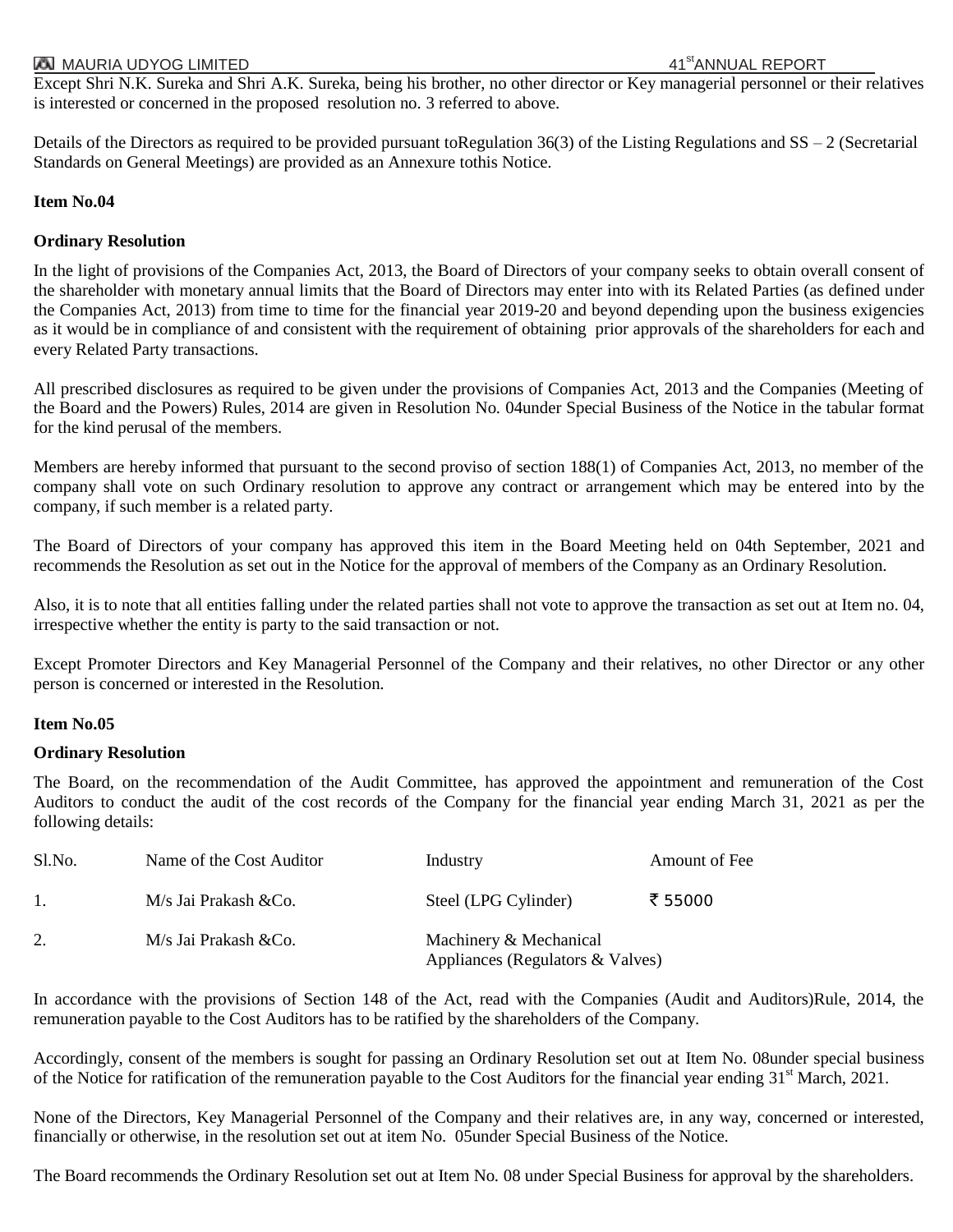Except Shri N.K. Sureka and Shri A.K. Sureka, being his brother, no other director or Key managerial personnel or their relatives is interested or concerned in the proposed resolution no. 3 referred to above.

Details of the Directors as required to be provided pursuant toRegulation 36(3) of the Listing Regulations and SS – 2 (Secretarial Standards on General Meetings) are provided as an Annexure tothis Notice.

**Item No.04**

**Ordinary Resolution**

In the light of provisions of the Companies Act, 2013, the Board of Directors of your company seeks to obtain overall consent of the shareholder with monetary annual limits that the Board of Directors may enter into with its Related Parties (as defined under the Companies Act, 2013) from time to time for the financial year 2019-20 and beyond depending upon the business exigencies as it would be in compliance of and consistent with the requirement of obtaining prior approvals of the shareholders for each and every Related Party transactions.

All prescribed disclosures as required to be given under the provisions of Companies Act, 2013 and the Companies (Meeting of the Board and the Powers) Rules, 2014 are given in Resolution No. 04under Special Business of the Notice in the tabular format for the kind perusal of the members.

Members are hereby informed that pursuant to the second proviso of section 188(1) of Companies Act, 2013, no member of the company shall vote on such Ordinary resolution to approve any contract or arrangement which may be entered into by the company, if such member is a related party.

The Board of Directors of your company has approved this item in the Board Meeting held on 04th September, 2021 and recommends the Resolution as set out in the Notice for the approval of members of the Company as an Ordinary Resolution.

Also, it is to note that all entities falling under the related parties shall not vote to approve the transaction as set out at Item no. 04, irrespective whether the entity is party to the said transaction or not.

Except Promoter Directors and Key Managerial Personnel of the Company and their relatives, no other Director or any other person is concerned or interested in the Resolution.

**Item No.05**

**Ordinary Resolution**

The Board, on the recommendation of the Audit Committee, has approved the appointment and remuneration of the Cost Auditors to conduct the audit of the cost records of the Company for the financial year ending March 31, 2021 as per the following details:

| Sl.No. | Name of the Cost Auditor | Industry | Amount of Fee |
|---|---|---|---|
| 1. | M/s Jai Prakash &Co. | Steel (LPG Cylinder) | ₹ 55000 |
| 2. | M/s Jai Prakash &Co. | Machinery & Mechanical Appliances (Regulators & Valves) | |

In accordance with the provisions of Section 148 of the Act, read with the Companies (Audit and Auditors)Rule, 2014, the remuneration payable to the Cost Auditors has to be ratified by the shareholders of the Company.

Accordingly, consent of the members is sought for passing an Ordinary Resolution set out at Item No. 08under special business of the Notice for ratification of the remuneration payable to the Cost Auditors for the financial year ending 31st March, 2021.

None of the Directors, Key Managerial Personnel of the Company and their relatives are, in any way, concerned or interested, financially or otherwise, in the resolution set out at item No. 05under Special Business of the Notice.

The Board recommends the Ordinary Resolution set out at Item No. 08 under Special Business for approval by the shareholders.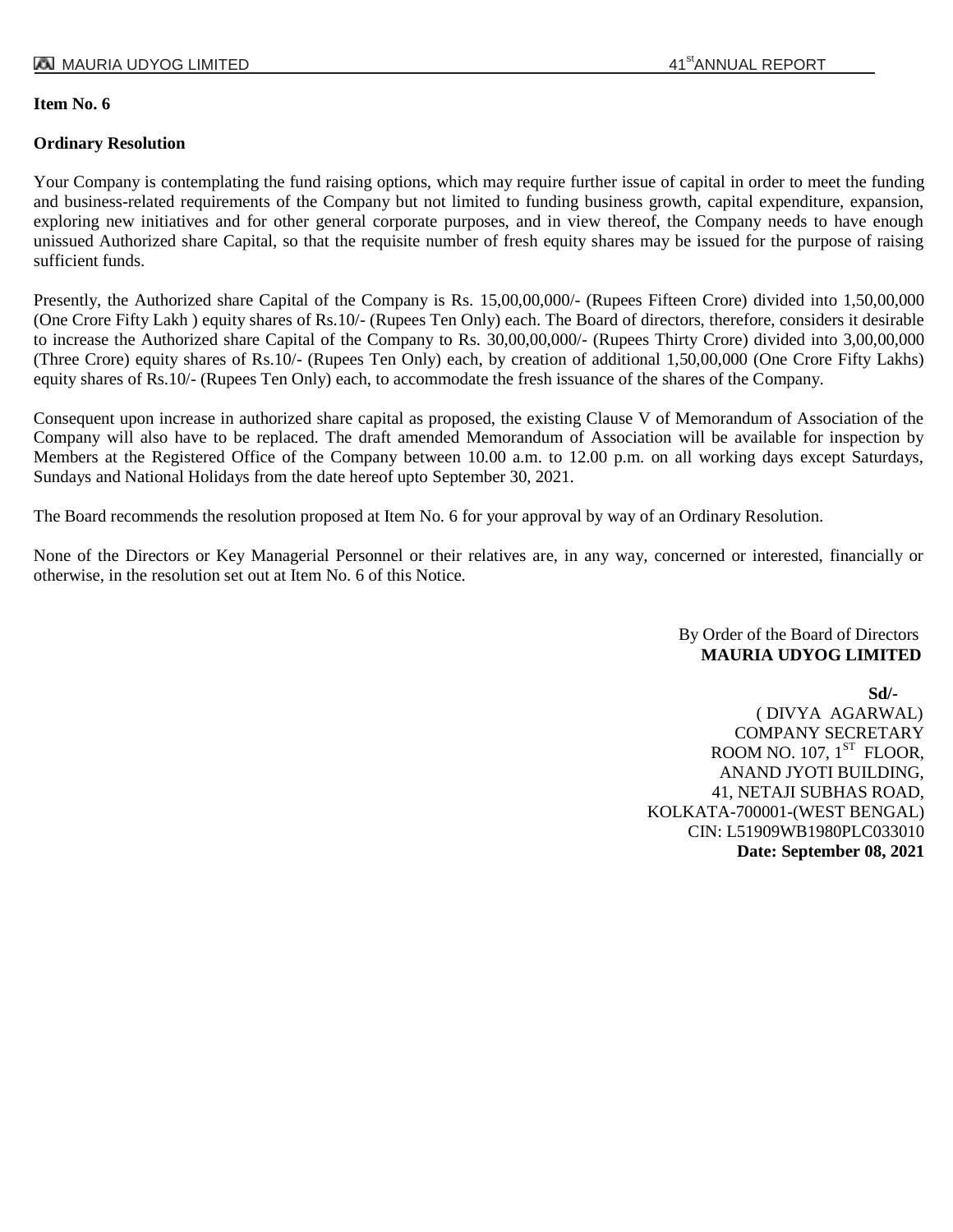**Item No. 6**

**Ordinary Resolution**

Your Company is contemplating the fund raising options, which may require further issue of capital in order to meet the funding and business-related requirements of the Company but not limited to funding business growth, capital expenditure, expansion, exploring new initiatives and for other general corporate purposes, and in view thereof, the Company needs to have enough unissued Authorized share Capital, so that the requisite number of fresh equity shares may be issued for the purpose of raising sufficient funds.

Presently, the Authorized share Capital of the Company is Rs. 15,00,00,000/- (Rupees Fifteen Crore) divided into 1,50,00,000 (One Crore Fifty Lakh ) equity shares of Rs.10/- (Rupees Ten Only) each. The Board of directors, therefore, considers it desirable to increase the Authorized share Capital of the Company to Rs. 30,00,00,000/- (Rupees Thirty Crore) divided into 3,00,00,000 (Three Crore) equity shares of Rs.10/- (Rupees Ten Only) each, by creation of additional 1,50,00,000 (One Crore Fifty Lakhs) equity shares of Rs.10/- (Rupees Ten Only) each, to accommodate the fresh issuance of the shares of the Company.

Consequent upon increase in authorized share capital as proposed, the existing Clause V of Memorandum of Association of the Company will also have to be replaced. The draft amended Memorandum of Association will be available for inspection by Members at the Registered Office of the Company between 10.00 a.m. to 12.00 p.m. on all working days except Saturdays, Sundays and National Holidays from the date hereof upto September 30, 2021.

The Board recommends the resolution proposed at Item No. 6 for your approval by way of an Ordinary Resolution.

None of the Directors or Key Managerial Personnel or their relatives are, in any way, concerned or interested, financially or otherwise, in the resolution set out at Item No. 6 of this Notice.

By Order of the Board of Directors
**MAURIA UDYOG LIMITED**

**Sd/-**
( DIVYA AGARWAL)
COMPANY SECRETARY
ROOM NO. 107, 1ST FLOOR,
ANAND JYOTI BUILDING,
41, NETAJI SUBHAS ROAD,
KOLKATA-700001-(WEST BENGAL)
CIN: L51909WB1980PLC033010
**Date: September 08, 2021**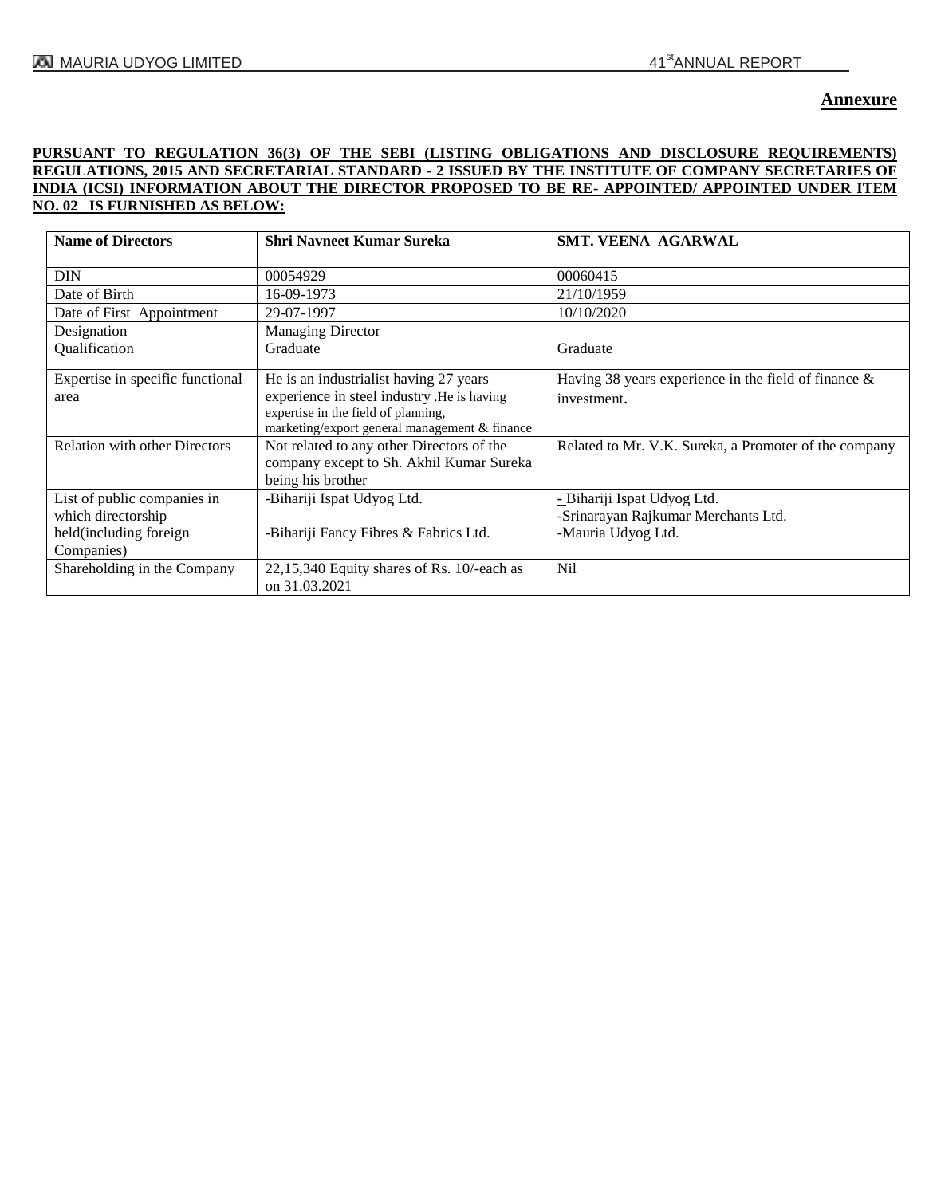## Annexure

**PURSUANT TO REGULATION 36(3) OF THE SEBI (LISTING OBLIGATIONS AND DISCLOSURE REQUIREMENTS) REGULATIONS, 2015 AND SECRETARIAL STANDARD - 2 ISSUED BY THE INSTITUTE OF COMPANY SECRETARIES OF INDIA (ICSI) INFORMATION ABOUT THE DIRECTOR PROPOSED TO BE RE- APPOINTED/ APPOINTED UNDER ITEM NO. 02 IS FURNISHED AS BELOW:**

| Name of Directors | Shri Navneet Kumar Sureka | SMT. VEENA AGARWAL |
|---|---|---|
| DIN | 00054929 | 00060415 |
| Date of Birth | 16-09-1973 | 21/10/1959 |
| Date of First Appointment | 29-07-1997 | 10/10/2020 |
| Designation | Managing Director | |
| Qualification | Graduate | Graduate |
| Expertise in specific functional area | He is an industrialist having 27 years experience in steel industry .He is having expertise in the field of planning, marketing/export general management & finance | Having 38 years experience in the field of finance & investment. |
| Relation with other Directors | Not related to any other Directors of the company except to Sh. Akhil Kumar Sureka being his brother | Related to Mr. V.K. Sureka, a Promoter of the company |
| List of public companies in which directorship held(including foreign Companies) | -Bihariji Ispat Udyog Ltd.<br>-Bihariji Fancy Fibres & Fabrics Ltd. | - Bihariji Ispat Udyog Ltd.<br>-Srinarayan Rajkumar Merchants Ltd.<br>-Mauria Udyog Ltd. |
| Shareholding in the Company | 22,15,340 Equity shares of Rs. 10/-each as on 31.03.2021 | Nil |